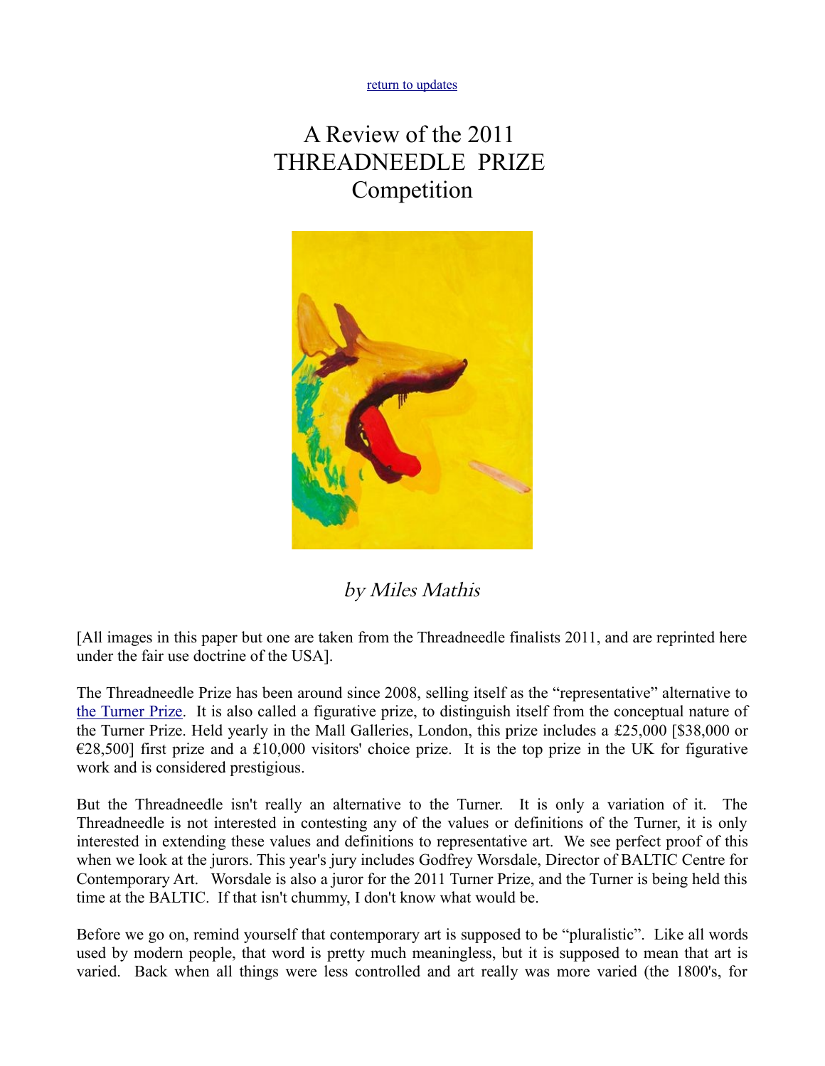return to updates

# A Review of the 2011 THREADNEEDLE PRIZE Competition

*by Miles Mathis*

[All images in this paper but one are taken from the Threadneedle finalists 2011, and are reprinted here under the fair use doctrine of the USA].

The Threadneedle Prize has been around since 2008, selling itself as the "representative" alternative to the Turner Prize. It is also called a figurative prize, to distinguish itself from the conceptual nature of the Turner Prize. Held yearly in the Mall Galleries, London, this prize includes a £25,000 [$38,000 or €28,500] first prize and a £10,000 visitors' choice prize. It is the top prize in the UK for figurative work and is considered prestigious.

But the Threadneedle isn't really an alternative to the Turner. It is only a variation of it. The Threadneedle is not interested in contesting any of the values or definitions of the Turner, it is only interested in extending these values and definitions to representative art. We see perfect proof of this when we look at the jurors. This year's jury includes Godfrey Worsdale, Director of BALTIC Centre for Contemporary Art. Worsdale is also a juror for the 2011 Turner Prize, and the Turner is being held this time at the BALTIC. If that isn't chummy, I don't know what would be.

Before we go on, remind yourself that contemporary art is supposed to be "pluralistic". Like all words used by modern people, that word is pretty much meaningless, but it is supposed to mean that art is varied. Back when all things were less controlled and art really was more varied (the 1800's, for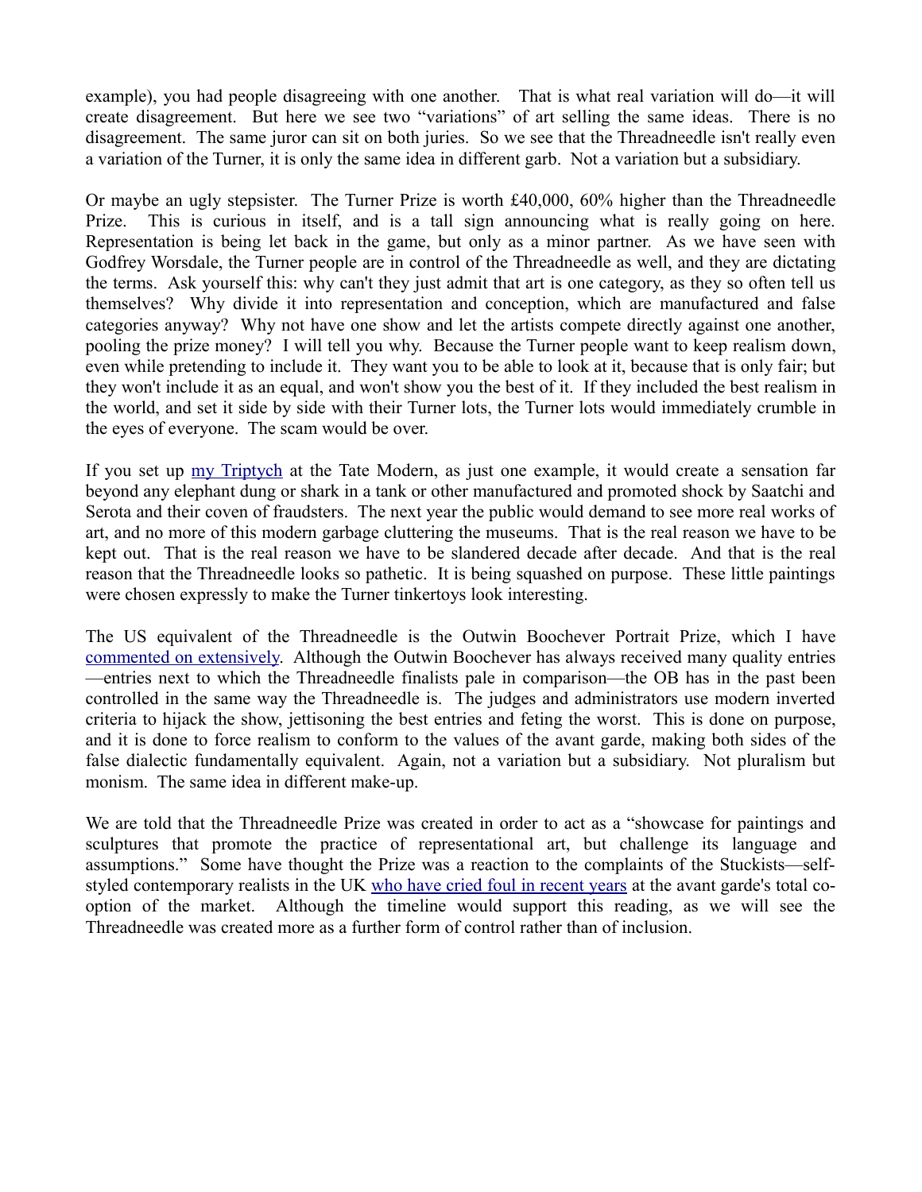example), you had people disagreeing with one another. That is what real variation will do—it will create disagreement. But here we see two "variations" of art selling the same ideas. There is no disagreement. The same juror can sit on both juries. So we see that the Threadneedle isn't really even a variation of the Turner, it is only the same idea in different garb. Not a variation but a subsidiary.

Or maybe an ugly stepsister. The Turner Prize is worth £40,000, 60% higher than the Threadneedle Prize. This is curious in itself, and is a tall sign announcing what is really going on here. Representation is being let back in the game, but only as a minor partner. As we have seen with Godfrey Worsdale, the Turner people are in control of the Threadneedle as well, and they are dictating the terms. Ask yourself this: why can't they just admit that art is one category, as they so often tell us themselves? Why divide it into representation and conception, which are manufactured and false categories anyway? Why not have one show and let the artists compete directly against one another, pooling the prize money? I will tell you why. Because the Turner people want to keep realism down, even while pretending to include it. They want you to be able to look at it, because that is only fair; but they won't include it as an equal, and won't show you the best of it. If they included the best realism in the world, and set it side by side with their Turner lots, the Turner lots would immediately crumble in the eyes of everyone. The scam would be over.

If you set up my Triptych at the Tate Modern, as just one example, it would create a sensation far beyond any elephant dung or shark in a tank or other manufactured and promoted shock by Saatchi and Serota and their coven of fraudsters. The next year the public would demand to see more real works of art, and no more of this modern garbage cluttering the museums. That is the real reason we have to be kept out. That is the real reason we have to be slandered decade after decade. And that is the real reason that the Threadneedle looks so pathetic. It is being squashed on purpose. These little paintings were chosen expressly to make the Turner tinkertoys look interesting.

The US equivalent of the Threadneedle is the Outwin Boochever Portrait Prize, which I have commented on extensively. Although the Outwin Boochever has always received many quality entries—entries next to which the Threadneedle finalists pale in comparison—the OB has in the past been controlled in the same way the Threadneedle is. The judges and administrators use modern inverted criteria to hijack the show, jettisoning the best entries and feting the worst. This is done on purpose, and it is done to force realism to conform to the values of the avant garde, making both sides of the false dialectic fundamentally equivalent. Again, not a variation but a subsidiary. Not pluralism but monism. The same idea in different make-up.

We are told that the Threadneedle Prize was created in order to act as a "showcase for paintings and sculptures that promote the practice of representational art, but challenge its language and assumptions." Some have thought the Prize was a reaction to the complaints of the Stuckists—self-styled contemporary realists in the UK who have cried foul in recent years at the avant garde's total co-option of the market. Although the timeline would support this reading, as we will see the Threadneedle was created more as a further form of control rather than of inclusion.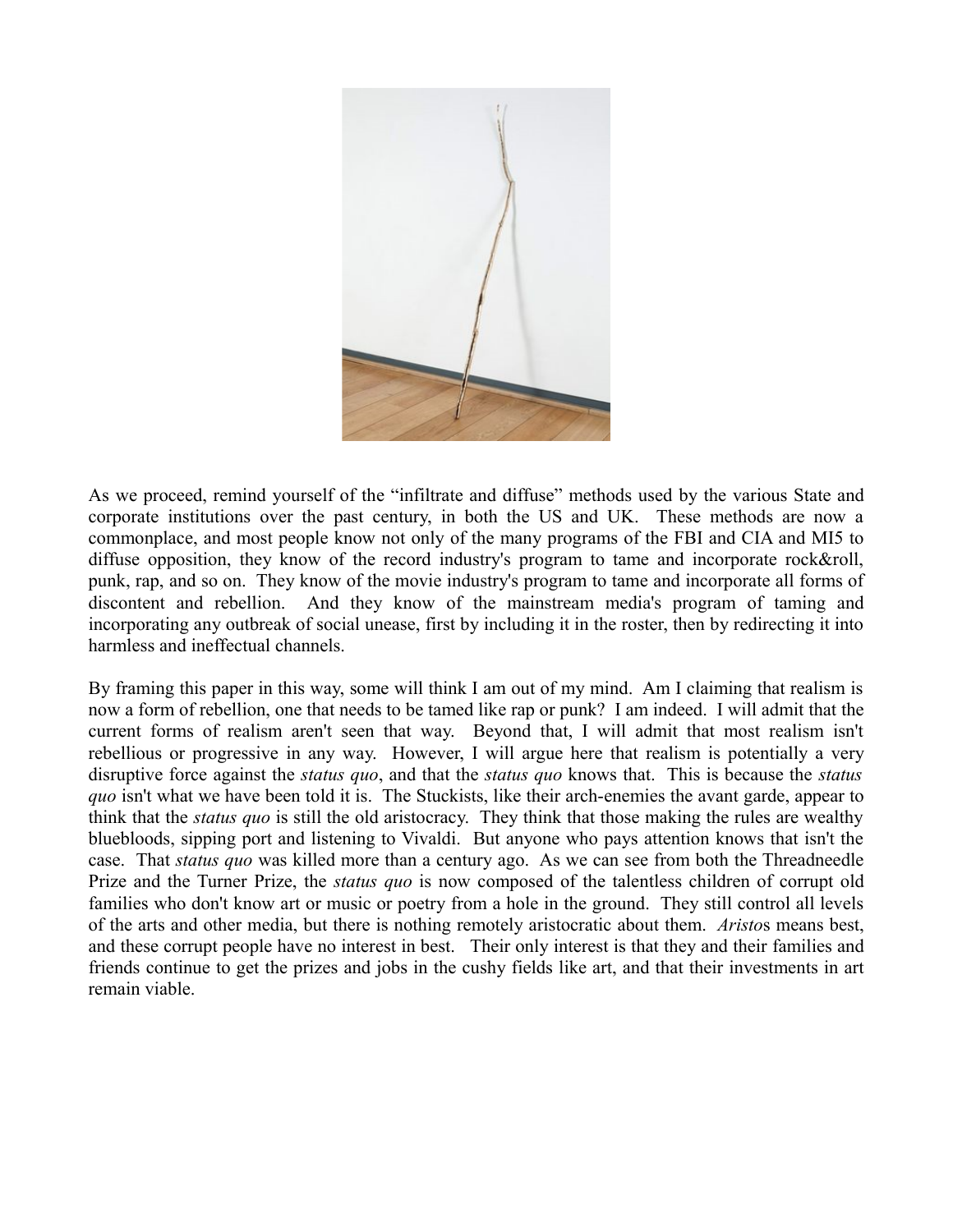As we proceed, remind yourself of the "infiltrate and diffuse" methods used by the various State and corporate institutions over the past century, in both the US and UK. These methods are now a commonplace, and most people know not only of the many programs of the FBI and CIA and MI5 to diffuse opposition, they know of the record industry's program to tame and incorporate rock&roll, punk, rap, and so on. They know of the movie industry's program to tame and incorporate all forms of discontent and rebellion. And they know of the mainstream media's program of taming and incorporating any outbreak of social unease, first by including it in the roster, then by redirecting it into harmless and ineffectual channels.

By framing this paper in this way, some will think I am out of my mind. Am I claiming that realism is now a form of rebellion, one that needs to be tamed like rap or punk? I am indeed. I will admit that the current forms of realism aren't seen that way. Beyond that, I will admit that most realism isn't rebellious or progressive in any way. However, I will argue here that realism is potentially a very disruptive force against the *status quo*, and that the *status quo* knows that. This is because the *status quo* isn't what we have been told it is. The Stuckists, like their arch-enemies the avant garde, appear to think that the *status quo* is still the old aristocracy. They think that those making the rules are wealthy bluebloods, sipping port and listening to Vivaldi. But anyone who pays attention knows that isn't the case. That *status quo* was killed more than a century ago. As we can see from both the Threadneedle Prize and the Turner Prize, the *status quo* is now composed of the talentless children of corrupt old families who don't know art or music or poetry from a hole in the ground. They still control all levels of the arts and other media, but there is nothing remotely aristocratic about them. *Aristo*s means best, and these corrupt people have no interest in best. Their only interest is that they and their families and friends continue to get the prizes and jobs in the cushy fields like art, and that their investments in art remain viable.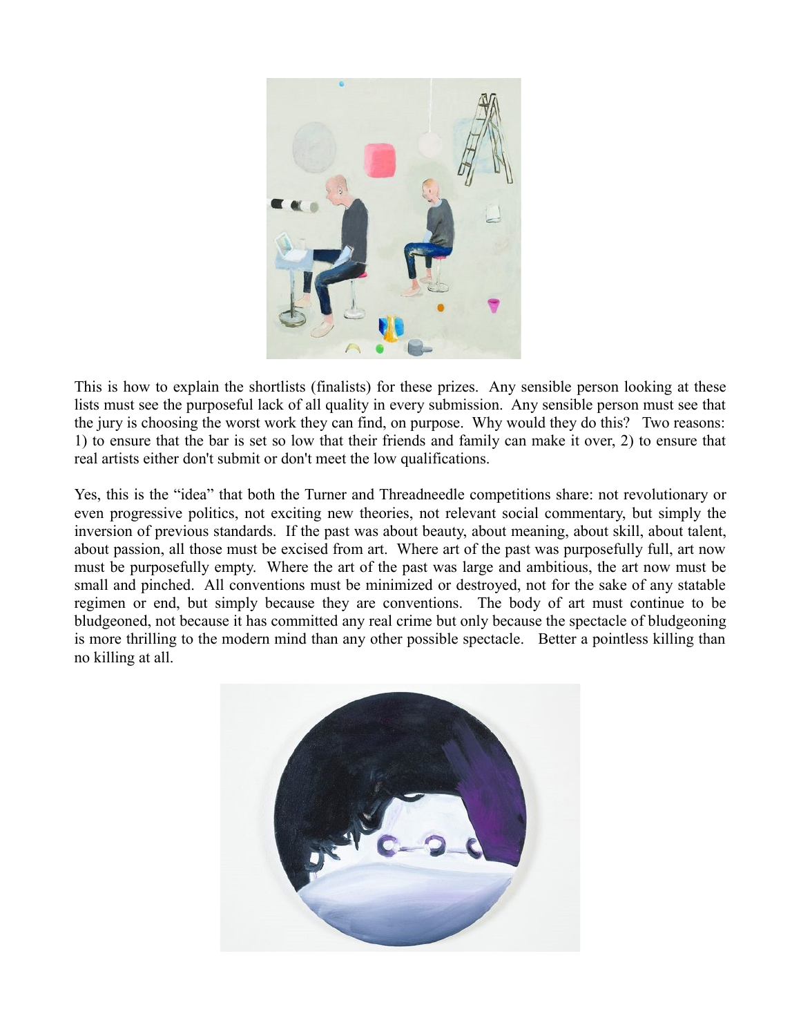This is how to explain the shortlists (finalists) for these prizes. Any sensible person looking at these lists must see the purposeful lack of all quality in every submission. Any sensible person must see that the jury is choosing the worst work they can find, on purpose. Why would they do this? Two reasons: 1) to ensure that the bar is set so low that their friends and family can make it over, 2) to ensure that real artists either don't submit or don't meet the low qualifications.

Yes, this is the "idea" that both the Turner and Threadneedle competitions share: not revolutionary or even progressive politics, not exciting new theories, not relevant social commentary, but simply the inversion of previous standards. If the past was about beauty, about meaning, about skill, about talent, about passion, all those must be excised from art. Where art of the past was purposefully full, art now must be purposefully empty. Where the art of the past was large and ambitious, the art now must be small and pinched. All conventions must be minimized or destroyed, not for the sake of any statable regimen or end, but simply because they are conventions. The body of art must continue to be bludgeoned, not because it has committed any real crime but only because the spectacle of bludgeoning is more thrilling to the modern mind than any other possible spectacle. Better a pointless killing than no killing at all.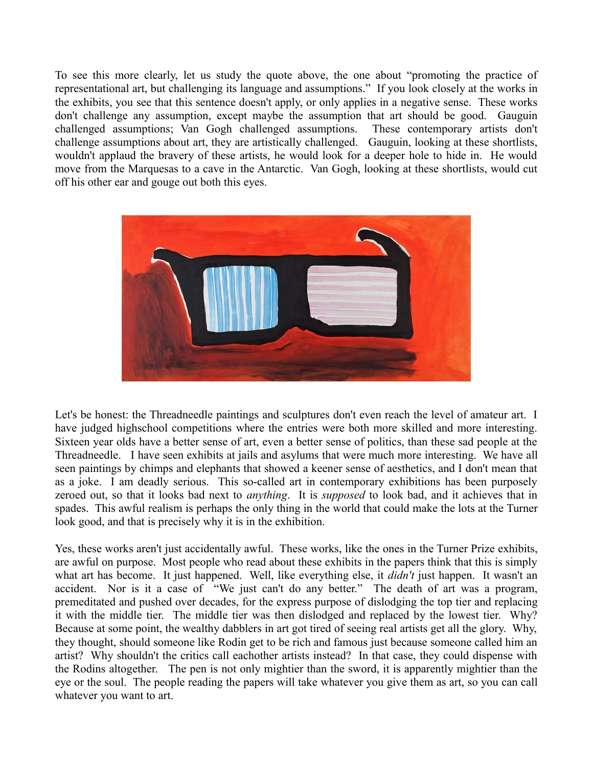To see this more clearly, let us study the quote above, the one about "promoting the practice of representational art, but challenging its language and assumptions." If you look closely at the works in the exhibits, you see that this sentence doesn't apply, or only applies in a negative sense. These works don't challenge any assumption, except maybe the assumption that art should be good. Gauguin challenged assumptions; Van Gogh challenged assumptions. These contemporary artists don't challenge assumptions about art, they are artistically challenged. Gauguin, looking at these shortlists, wouldn't applaud the bravery of these artists, he would look for a deeper hole to hide in. He would move from the Marquesas to a cave in the Antarctic. Van Gogh, looking at these shortlists, would cut off his other ear and gouge out both this eyes.

Let's be honest: the Threadneedle paintings and sculptures don't even reach the level of amateur art. I have judged highschool competitions where the entries were both more skilled and more interesting. Sixteen year olds have a better sense of art, even a better sense of politics, than these sad people at the Threadneedle. I have seen exhibits at jails and asylums that were much more interesting. We have all seen paintings by chimps and elephants that showed a keener sense of aesthetics, and I don't mean that as a joke. I am deadly serious. This so-called art in contemporary exhibitions has been purposely zeroed out, so that it looks bad next to *anything*. It is *supposed* to look bad, and it achieves that in spades. This awful realism is perhaps the only thing in the world that could make the lots at the Turner look good, and that is precisely why it is in the exhibition.

Yes, these works aren't just accidentally awful. These works, like the ones in the Turner Prize exhibits, are awful on purpose. Most people who read about these exhibits in the papers think that this is simply what art has become. It just happened. Well, like everything else, it *didn't* just happen. It wasn't an accident. Nor is it a case of "We just can't do any better." The death of art was a program, premeditated and pushed over decades, for the express purpose of dislodging the top tier and replacing it with the middle tier. The middle tier was then dislodged and replaced by the lowest tier. Why? Because at some point, the wealthy dabblers in art got tired of seeing real artists get all the glory. Why, they thought, should someone like Rodin get to be rich and famous just because someone called him an artist? Why shouldn't the critics call eachother artists instead? In that case, they could dispense with the Rodins altogether. The pen is not only mightier than the sword, it is apparently mightier than the eye or the soul. The people reading the papers will take whatever you give them as art, so you can call whatever you want to art.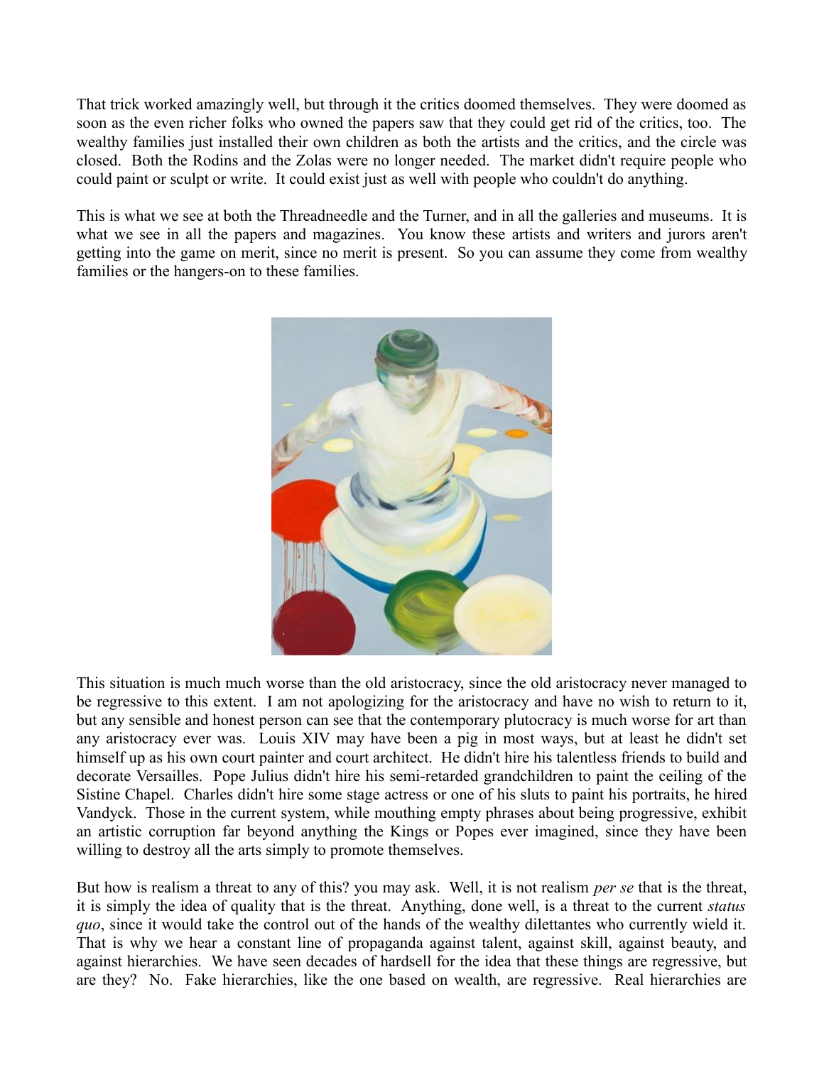That trick worked amazingly well, but through it the critics doomed themselves. They were doomed as soon as the even richer folks who owned the papers saw that they could get rid of the critics, too. The wealthy families just installed their own children as both the artists and the critics, and the circle was closed. Both the Rodins and the Zolas were no longer needed. The market didn't require people who could paint or sculpt or write. It could exist just as well with people who couldn't do anything.

This is what we see at both the Threadneedle and the Turner, and in all the galleries and museums. It is what we see in all the papers and magazines. You know these artists and writers and jurors aren't getting into the game on merit, since no merit is present. So you can assume they come from wealthy families or the hangers-on to these families.

This situation is much much worse than the old aristocracy, since the old aristocracy never managed to be regressive to this extent. I am not apologizing for the aristocracy and have no wish to return to it, but any sensible and honest person can see that the contemporary plutocracy is much worse for art than any aristocracy ever was. Louis XIV may have been a pig in most ways, but at least he didn't set himself up as his own court painter and court architect. He didn't hire his talentless friends to build and decorate Versailles. Pope Julius didn't hire his semi-retarded grandchildren to paint the ceiling of the Sistine Chapel. Charles didn't hire some stage actress or one of his sluts to paint his portraits, he hired Vandyck. Those in the current system, while mouthing empty phrases about being progressive, exhibit an artistic corruption far beyond anything the Kings or Popes ever imagined, since they have been willing to destroy all the arts simply to promote themselves.

But how is realism a threat to any of this? you may ask. Well, it is not realism *per se* that is the threat, it is simply the idea of quality that is the threat. Anything, done well, is a threat to the current *status quo*, since it would take the control out of the hands of the wealthy dilettantes who currently wield it. That is why we hear a constant line of propaganda against talent, against skill, against beauty, and against hierarchies. We have seen decades of hardsell for the idea that these things are regressive, but are they? No. Fake hierarchies, like the one based on wealth, are regressive. Real hierarchies are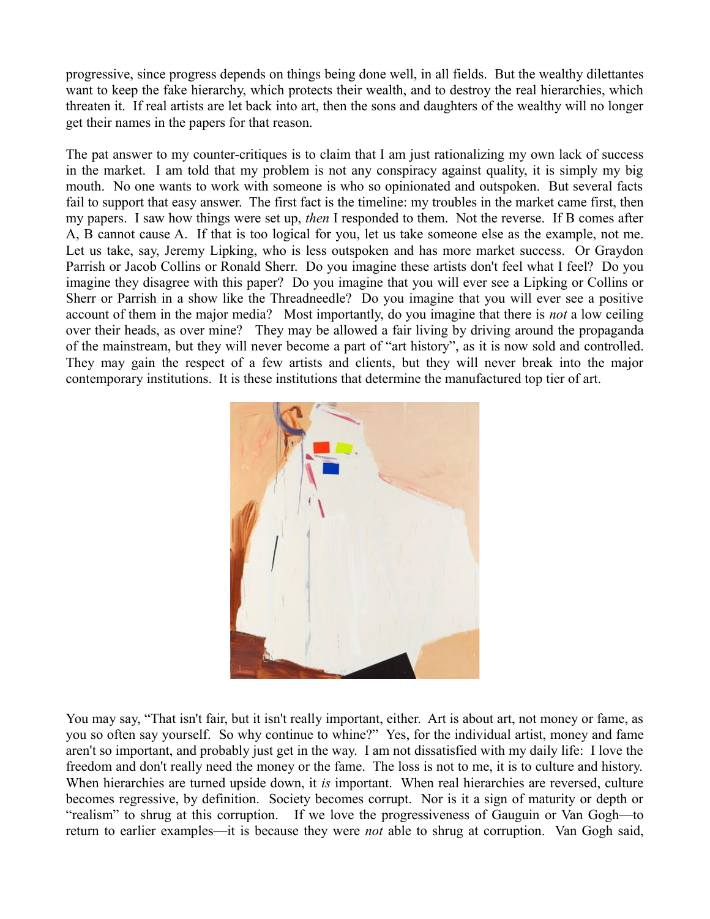progressive, since progress depends on things being done well, in all fields. But the wealthy dilettantes want to keep the fake hierarchy, which protects their wealth, and to destroy the real hierarchies, which threaten it. If real artists are let back into art, then the sons and daughters of the wealthy will no longer get their names in the papers for that reason.

The pat answer to my counter-critiques is to claim that I am just rationalizing my own lack of success in the market. I am told that my problem is not any conspiracy against quality, it is simply my big mouth. No one wants to work with someone is who so opinionated and outspoken. But several facts fail to support that easy answer. The first fact is the timeline: my troubles in the market came first, then my papers. I saw how things were set up, *then* I responded to them. Not the reverse. If B comes after A, B cannot cause A. If that is too logical for you, let us take someone else as the example, not me. Let us take, say, Jeremy Lipking, who is less outspoken and has more market success. Or Graydon Parrish or Jacob Collins or Ronald Sherr. Do you imagine these artists don't feel what I feel? Do you imagine they disagree with this paper? Do you imagine that you will ever see a Lipking or Collins or Sherr or Parrish in a show like the Threadneedle? Do you imagine that you will ever see a positive account of them in the major media? Most importantly, do you imagine that there is *not* a low ceiling over their heads, as over mine? They may be allowed a fair living by driving around the propaganda of the mainstream, but they will never become a part of "art history", as it is now sold and controlled. They may gain the respect of a few artists and clients, but they will never break into the major contemporary institutions. It is these institutions that determine the manufactured top tier of art.

You may say, "That isn't fair, but it isn't really important, either. Art is about art, not money or fame, as you so often say yourself. So why continue to whine?" Yes, for the individual artist, money and fame aren't so important, and probably just get in the way. I am not dissatisfied with my daily life: I love the freedom and don't really need the money or the fame. The loss is not to me, it is to culture and history. When hierarchies are turned upside down, it *is* important. When real hierarchies are reversed, culture becomes regressive, by definition. Society becomes corrupt. Nor is it a sign of maturity or depth or "realism" to shrug at this corruption. If we love the progressiveness of Gauguin or Van Gogh—to return to earlier examples—it is because they were *not* able to shrug at corruption. Van Gogh said,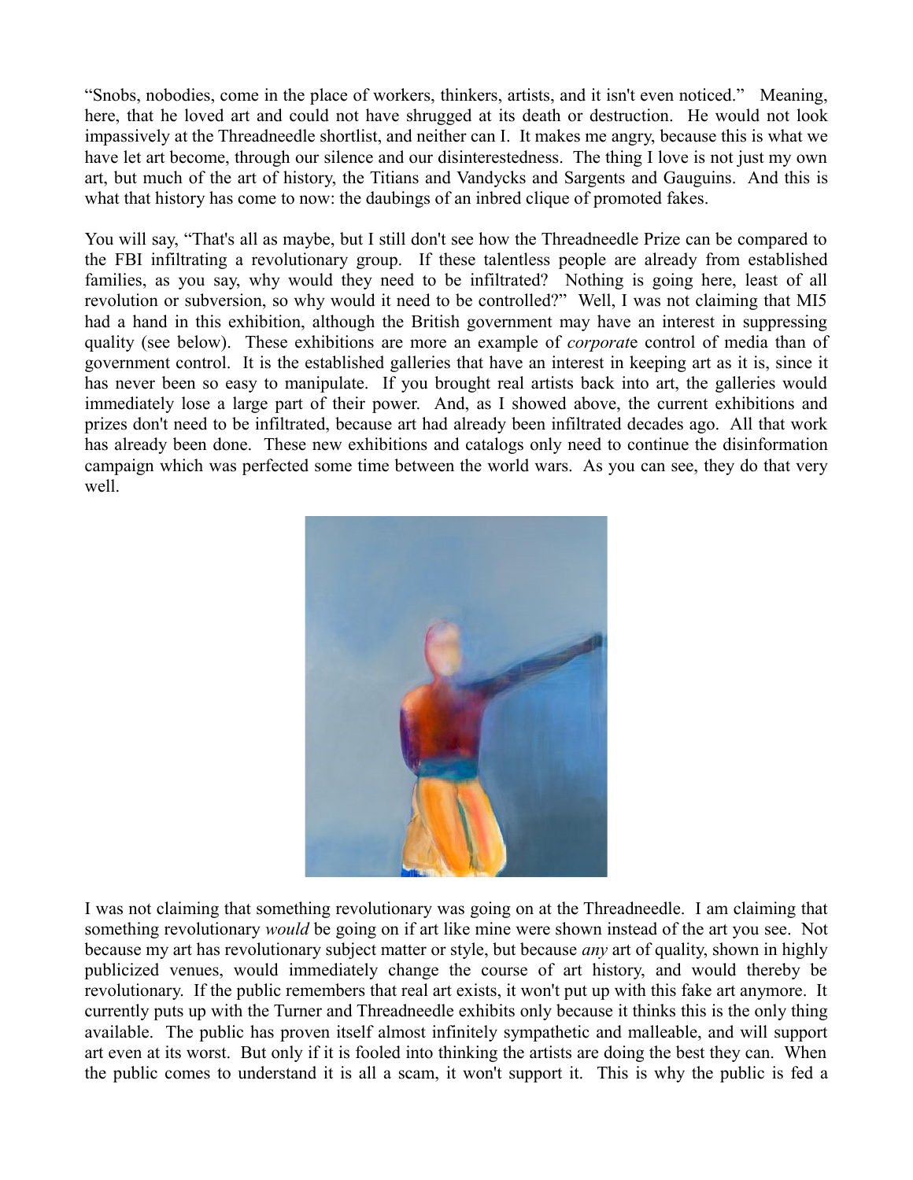"Snobs, nobodies, come in the place of workers, thinkers, artists, and it isn't even noticed." Meaning, here, that he loved art and could not have shrugged at its death or destruction. He would not look impassively at the Threadneedle shortlist, and neither can I. It makes me angry, because this is what we have let art become, through our silence and our disinterestedness. The thing I love is not just my own art, but much of the art of history, the Titians and Vandycks and Sargents and Gauguins. And this is what that history has come to now: the daubings of an inbred clique of promoted fakes.

You will say, "That's all as maybe, but I still don't see how the Threadneedle Prize can be compared to the FBI infiltrating a revolutionary group. If these talentless people are already from established families, as you say, why would they need to be infiltrated? Nothing is going here, least of all revolution or subversion, so why would it need to be controlled?" Well, I was not claiming that MI5 had a hand in this exhibition, although the British government may have an interest in suppressing quality (see below). These exhibitions are more an example of *corporat*e control of media than of government control. It is the established galleries that have an interest in keeping art as it is, since it has never been so easy to manipulate. If you brought real artists back into art, the galleries would immediately lose a large part of their power. And, as I showed above, the current exhibitions and prizes don't need to be infiltrated, because art had already been infiltrated decades ago. All that work has already been done. These new exhibitions and catalogs only need to continue the disinformation campaign which was perfected some time between the world wars. As you can see, they do that very well.

I was not claiming that something revolutionary was going on at the Threadneedle. I am claiming that something revolutionary *would* be going on if art like mine were shown instead of the art you see. Not because my art has revolutionary subject matter or style, but because *any* art of quality, shown in highly publicized venues, would immediately change the course of art history, and would thereby be revolutionary. If the public remembers that real art exists, it won't put up with this fake art anymore. It currently puts up with the Turner and Threadneedle exhibits only because it thinks this is the only thing available. The public has proven itself almost infinitely sympathetic and malleable, and will support art even at its worst. But only if it is fooled into thinking the artists are doing the best they can. When the public comes to understand it is all a scam, it won't support it. This is why the public is fed a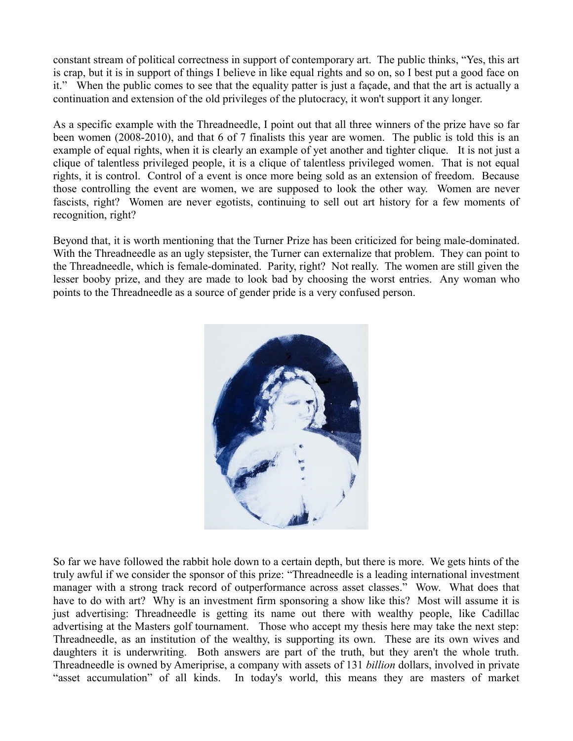constant stream of political correctness in support of contemporary art. The public thinks, "Yes, this art is crap, but it is in support of things I believe in like equal rights and so on, so I best put a good face on it." When the public comes to see that the equality patter is just a façade, and that the art is actually a continuation and extension of the old privileges of the plutocracy, it won't support it any longer.

As a specific example with the Threadneedle, I point out that all three winners of the prize have so far been women (2008-2010), and that 6 of 7 finalists this year are women. The public is told this is an example of equal rights, when it is clearly an example of yet another and tighter clique. It is not just a clique of talentless privileged people, it is a clique of talentless privileged women. That is not equal rights, it is control. Control of a event is once more being sold as an extension of freedom. Because those controlling the event are women, we are supposed to look the other way. Women are never fascists, right? Women are never egotists, continuing to sell out art history for a few moments of recognition, right?

Beyond that, it is worth mentioning that the Turner Prize has been criticized for being male-dominated. With the Threadneedle as an ugly stepsister, the Turner can externalize that problem. They can point to the Threadneedle, which is female-dominated. Parity, right? Not really. The women are still given the lesser booby prize, and they are made to look bad by choosing the worst entries. Any woman who points to the Threadneedle as a source of gender pride is a very confused person.

So far we have followed the rabbit hole down to a certain depth, but there is more. We gets hints of the truly awful if we consider the sponsor of this prize: "Threadneedle is a leading international investment manager with a strong track record of outperformance across asset classes." Wow. What does that have to do with art? Why is an investment firm sponsoring a show like this? Most will assume it is just advertising: Threadneedle is getting its name out there with wealthy people, like Cadillac advertising at the Masters golf tournament. Those who accept my thesis here may take the next step: Threadneedle, as an institution of the wealthy, is supporting its own. These are its own wives and daughters it is underwriting. Both answers are part of the truth, but they aren't the whole truth. Threadneedle is owned by Ameriprise, a company with assets of 131 *billion* dollars, involved in private "asset accumulation" of all kinds. In today's world, this means they are masters of market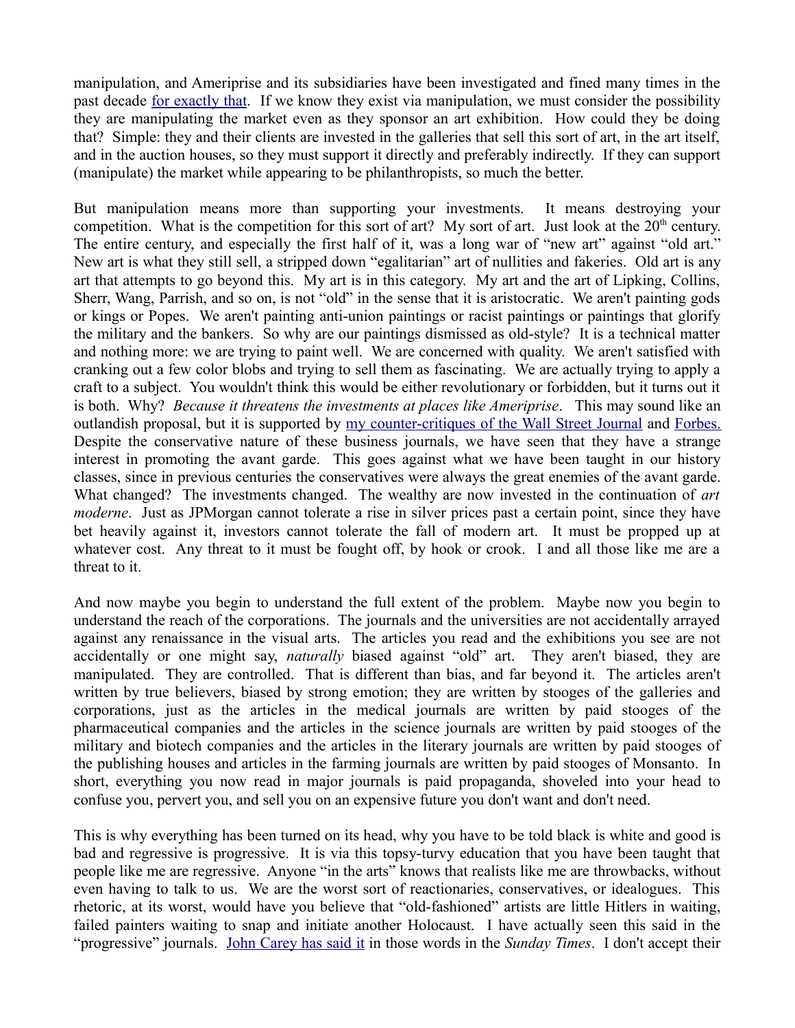manipulation, and Ameriprise and its subsidiaries have been investigated and fined many times in the past decade for exactly that. If we know they exist via manipulation, we must consider the possibility they are manipulating the market even as they sponsor an art exhibition. How could they be doing that? Simple: they and their clients are invested in the galleries that sell this sort of art, in the art itself, and in the auction houses, so they must support it directly and preferably indirectly. If they can support (manipulate) the market while appearing to be philanthropists, so much the better.

But manipulation means more than supporting your investments. It means destroying your competition. What is the competition for this sort of art? My sort of art. Just look at the 20th century. The entire century, and especially the first half of it, was a long war of "new art" against "old art." New art is what they still sell, a stripped down "egalitarian" art of nullities and fakeries. Old art is any art that attempts to go beyond this. My art is in this category. My art and the art of Lipking, Collins, Sherr, Wang, Parrish, and so on, is not "old" in the sense that it is aristocratic. We aren't painting gods or kings or Popes. We aren't painting anti-union paintings or racist paintings or paintings that glorify the military and the bankers. So why are our paintings dismissed as old-style? It is a technical matter and nothing more: we are trying to paint well. We are concerned with quality. We aren't satisfied with cranking out a few color blobs and trying to sell them as fascinating. We are actually trying to apply a craft to a subject. You wouldn't think this would be either revolutionary or forbidden, but it turns out it is both. Why? *Because it threatens the investments at places like Ameriprise*. This may sound like an outlandish proposal, but it is supported by my counter-critiques of the Wall Street Journal and Forbes. Despite the conservative nature of these business journals, we have seen that they have a strange interest in promoting the avant garde. This goes against what we have been taught in our history classes, since in previous centuries the conservatives were always the great enemies of the avant garde. What changed? The investments changed. The wealthy are now invested in the continuation of *art moderne*. Just as JPMorgan cannot tolerate a rise in silver prices past a certain point, since they have bet heavily against it, investors cannot tolerate the fall of modern art. It must be propped up at whatever cost. Any threat to it must be fought off, by hook or crook. I and all those like me are a threat to it.

And now maybe you begin to understand the full extent of the problem. Maybe now you begin to understand the reach of the corporations. The journals and the universities are not accidentally arrayed against any renaissance in the visual arts. The articles you read and the exhibitions you see are not accidentally or one might say, *naturally* biased against "old" art. They aren't biased, they are manipulated. They are controlled. That is different than bias, and far beyond it. The articles aren't written by true believers, biased by strong emotion; they are written by stooges of the galleries and corporations, just as the articles in the medical journals are written by paid stooges of the pharmaceutical companies and the articles in the science journals are written by paid stooges of the military and biotech companies and the articles in the literary journals are written by paid stooges of the publishing houses and articles in the farming journals are written by paid stooges of Monsanto. In short, everything you now read in major journals is paid propaganda, shoveled into your head to confuse you, pervert you, and sell you on an expensive future you don't want and don't need.

This is why everything has been turned on its head, why you have to be told black is white and good is bad and regressive is progressive. It is via this topsy-turvy education that you have been taught that people like me are regressive. Anyone "in the arts" knows that realists like me are throwbacks, without even having to talk to us. We are the worst sort of reactionaries, conservatives, or idealogues. This rhetoric, at its worst, would have you believe that "old-fashioned" artists are little Hitlers in waiting, failed painters waiting to snap and initiate another Holocaust. I have actually seen this said in the "progressive" journals. John Carey has said it in those words in the *Sunday Times*. I don't accept their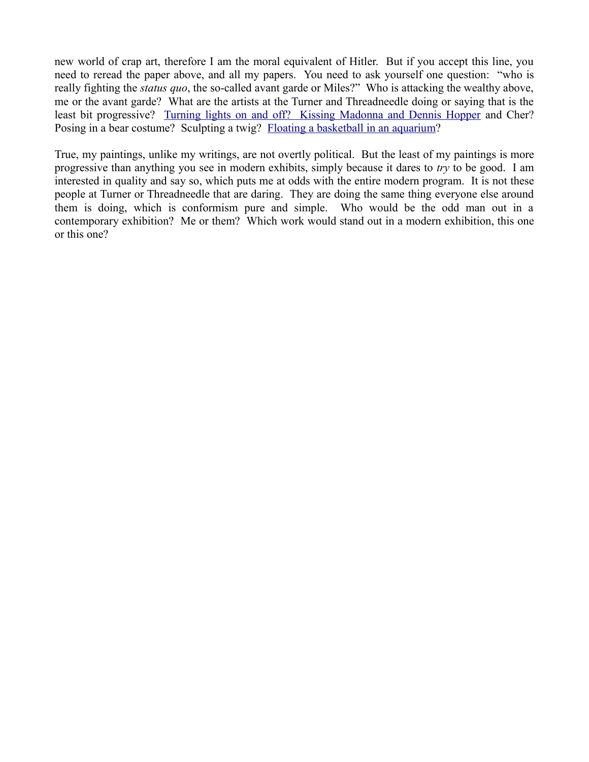new world of crap art, therefore I am the moral equivalent of Hitler. But if you accept this line, you need to reread the paper above, and all my papers. You need to ask yourself one question: "who is really fighting the *status quo*, the so-called avant garde or Miles?" Who is attacking the wealthy above, me or the avant garde? What are the artists at the Turner and Threadneedle doing or saying that is the least bit progressive? Turning lights on and off? Kissing Madonna and Dennis Hopper and Cher? Posing in a bear costume? Sculpting a twig? Floating a basketball in an aquarium?

True, my paintings, unlike my writings, are not overtly political. But the least of my paintings is more progressive than anything you see in modern exhibits, simply because it dares to *try* to be good. I am interested in quality and say so, which puts me at odds with the entire modern program. It is not these people at Turner or Threadneedle that are daring. They are doing the same thing everyone else around them is doing, which is conformism pure and simple. Who would be the odd man out in a contemporary exhibition? Me or them? Which work would stand out in a modern exhibition, this one or this one?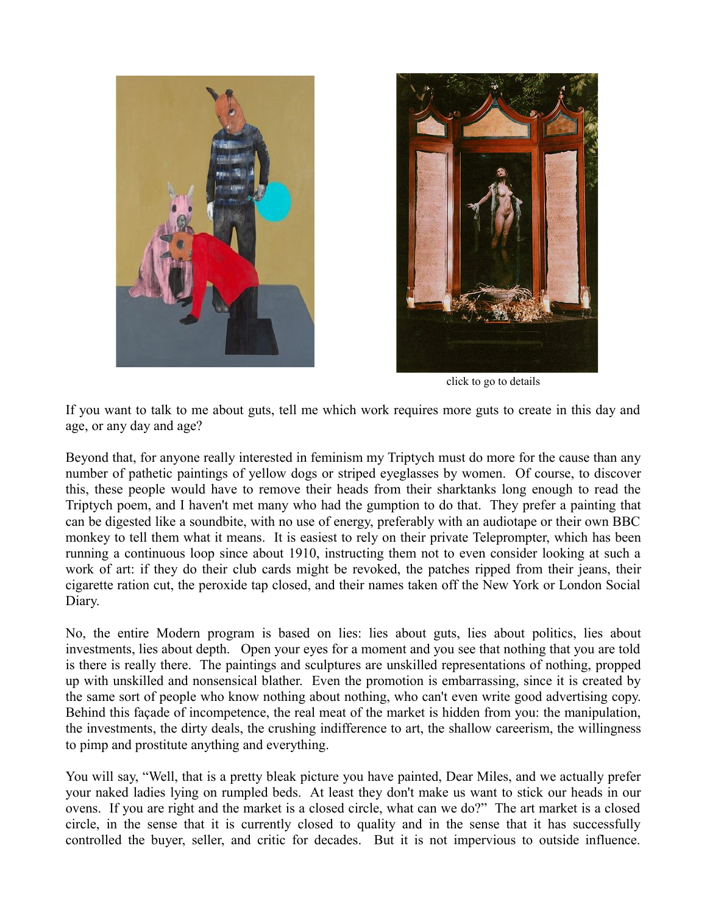click to go to details

If you want to talk to me about guts, tell me which work requires more guts to create in this day and age, or any day and age?

Beyond that, for anyone really interested in feminism my Triptych must do more for the cause than any number of pathetic paintings of yellow dogs or striped eyeglasses by women. Of course, to discover this, these people would have to remove their heads from their sharktanks long enough to read the Triptych poem, and I haven't met many who had the gumption to do that. They prefer a painting that can be digested like a soundbite, with no use of energy, preferably with an audiotape or their own BBC monkey to tell them what it means. It is easiest to rely on their private Teleprompter, which has been running a continuous loop since about 1910, instructing them not to even consider looking at such a work of art: if they do their club cards might be revoked, the patches ripped from their jeans, their cigarette ration cut, the peroxide tap closed, and their names taken off the New York or London Social Diary.

No, the entire Modern program is based on lies: lies about guts, lies about politics, lies about investments, lies about depth. Open your eyes for a moment and you see that nothing that you are told is there is really there. The paintings and sculptures are unskilled representations of nothing, propped up with unskilled and nonsensical blather. Even the promotion is embarrassing, since it is created by the same sort of people who know nothing about nothing, who can't even write good advertising copy. Behind this façade of incompetence, the real meat of the market is hidden from you: the manipulation, the investments, the dirty deals, the crushing indifference to art, the shallow careerism, the willingness to pimp and prostitute anything and everything.

You will say, "Well, that is a pretty bleak picture you have painted, Dear Miles, and we actually prefer your naked ladies lying on rumpled beds. At least they don't make us want to stick our heads in our ovens. If you are right and the market is a closed circle, what can we do?" The art market is a closed circle, in the sense that it is currently closed to quality and in the sense that it has successfully controlled the buyer, seller, and critic for decades. But it is not impervious to outside influence.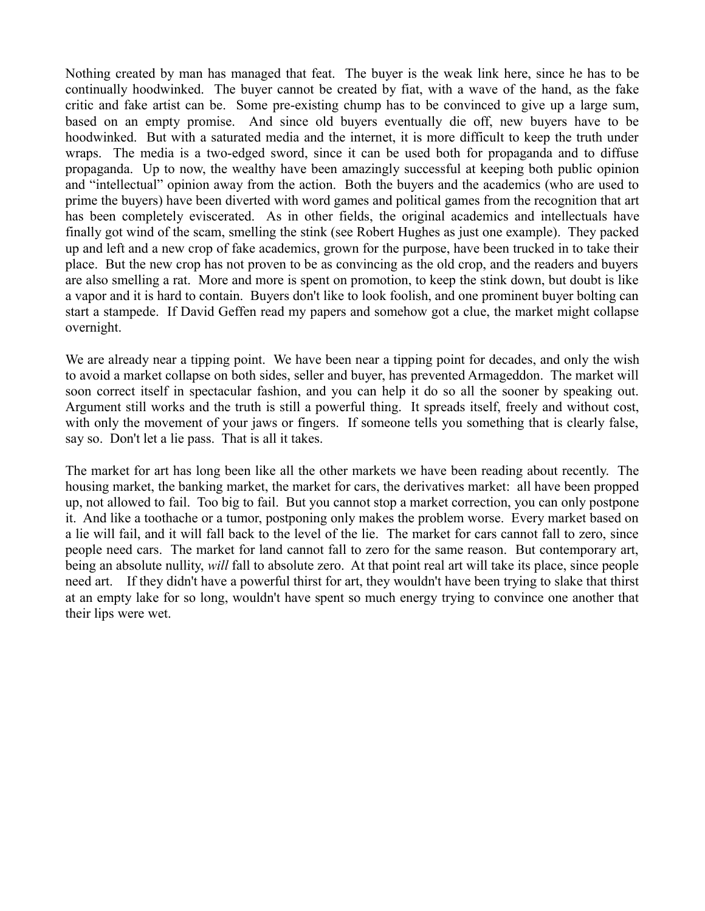Nothing created by man has managed that feat. The buyer is the weak link here, since he has to be continually hoodwinked. The buyer cannot be created by fiat, with a wave of the hand, as the fake critic and fake artist can be. Some pre-existing chump has to be convinced to give up a large sum, based on an empty promise. And since old buyers eventually die off, new buyers have to be hoodwinked. But with a saturated media and the internet, it is more difficult to keep the truth under wraps. The media is a two-edged sword, since it can be used both for propaganda and to diffuse propaganda. Up to now, the wealthy have been amazingly successful at keeping both public opinion and "intellectual" opinion away from the action. Both the buyers and the academics (who are used to prime the buyers) have been diverted with word games and political games from the recognition that art has been completely eviscerated. As in other fields, the original academics and intellectuals have finally got wind of the scam, smelling the stink (see Robert Hughes as just one example). They packed up and left and a new crop of fake academics, grown for the purpose, have been trucked in to take their place. But the new crop has not proven to be as convincing as the old crop, and the readers and buyers are also smelling a rat. More and more is spent on promotion, to keep the stink down, but doubt is like a vapor and it is hard to contain. Buyers don't like to look foolish, and one prominent buyer bolting can start a stampede. If David Geffen read my papers and somehow got a clue, the market might collapse overnight.

We are already near a tipping point. We have been near a tipping point for decades, and only the wish to avoid a market collapse on both sides, seller and buyer, has prevented Armageddon. The market will soon correct itself in spectacular fashion, and you can help it do so all the sooner by speaking out. Argument still works and the truth is still a powerful thing. It spreads itself, freely and without cost, with only the movement of your jaws or fingers. If someone tells you something that is clearly false, say so. Don't let a lie pass. That is all it takes.

The market for art has long been like all the other markets we have been reading about recently. The housing market, the banking market, the market for cars, the derivatives market: all have been propped up, not allowed to fail. Too big to fail. But you cannot stop a market correction, you can only postpone it. And like a toothache or a tumor, postponing only makes the problem worse. Every market based on a lie will fail, and it will fall back to the level of the lie. The market for cars cannot fall to zero, since people need cars. The market for land cannot fall to zero for the same reason. But contemporary art, being an absolute nullity, *will* fall to absolute zero. At that point real art will take its place, since people need art. If they didn't have a powerful thirst for art, they wouldn't have been trying to slake that thirst at an empty lake for so long, wouldn't have spent so much energy trying to convince one another that their lips were wet.